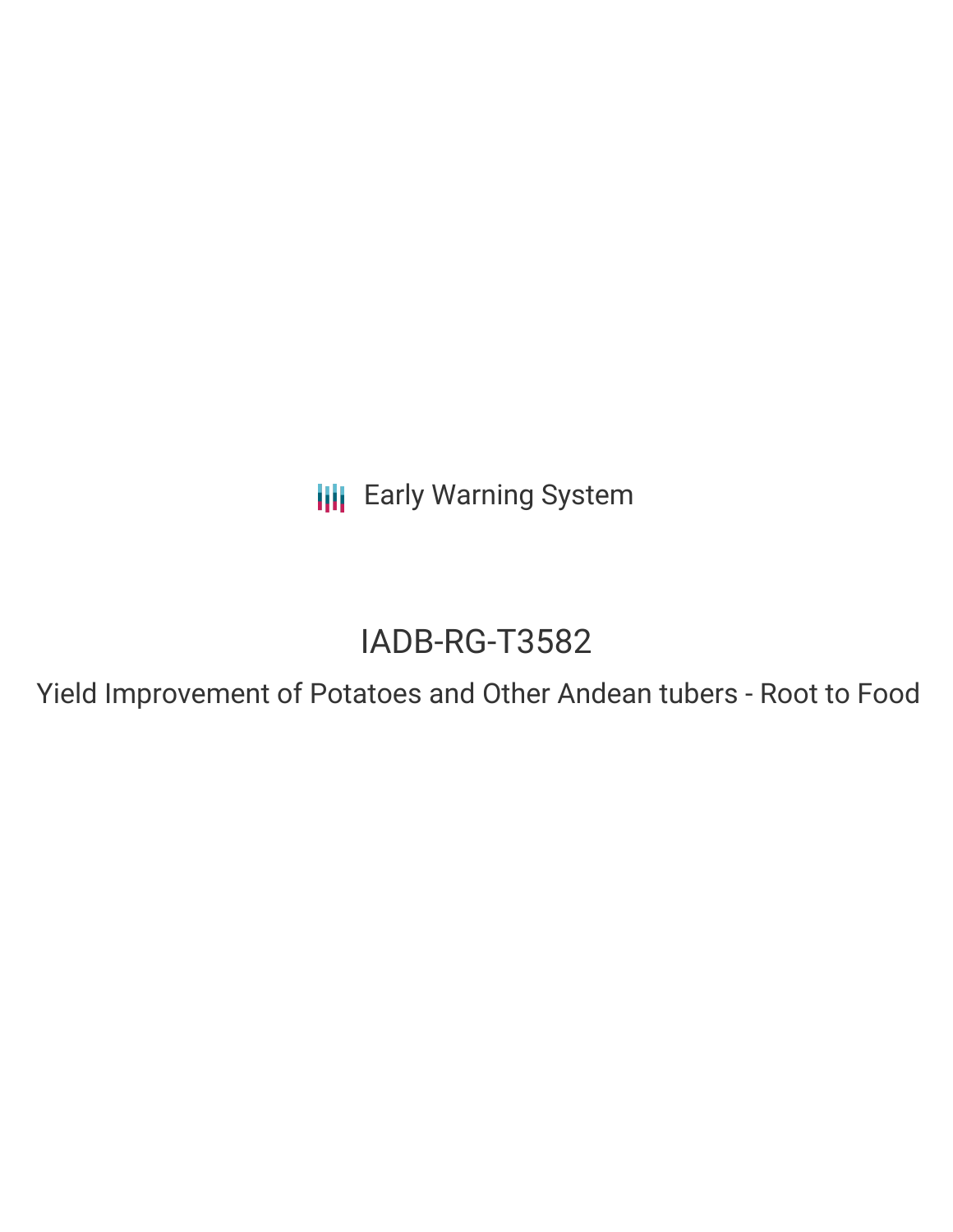Early Warning System

# IADB-RG-T3582

## Yield Improvement of Potatoes and Other Andean tubers - Root to Food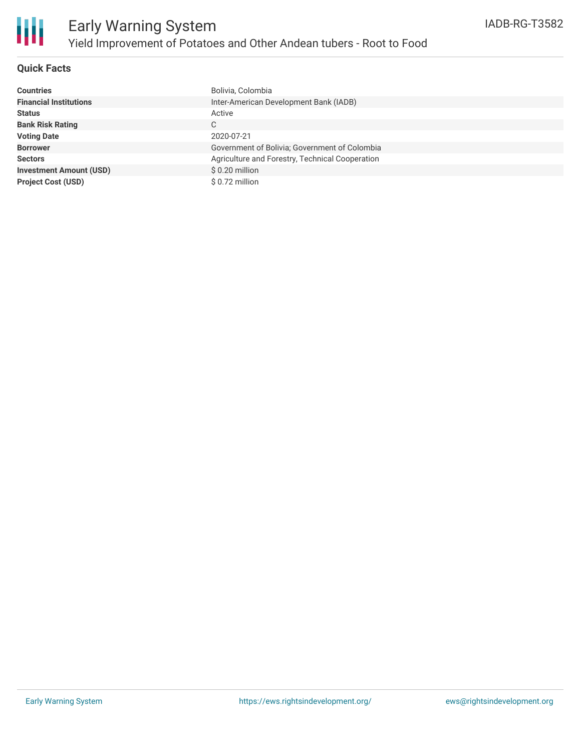## Quick Facts

| | |
|---|---|
| **Countries** | Bolivia, Colombia |
| **Financial Institutions** | Inter-American Development Bank (IADB) |
| **Status** | Active |
| **Bank Risk Rating** | C |
| **Voting Date** | 2020-07-21 |
| **Borrower** | Government of Bolivia; Government of Colombia |
| **Sectors** | Agriculture and Forestry, Technical Cooperation |
| **Investment Amount (USD)** | $ 0.20 million |
| **Project Cost (USD)** | $ 0.72 million |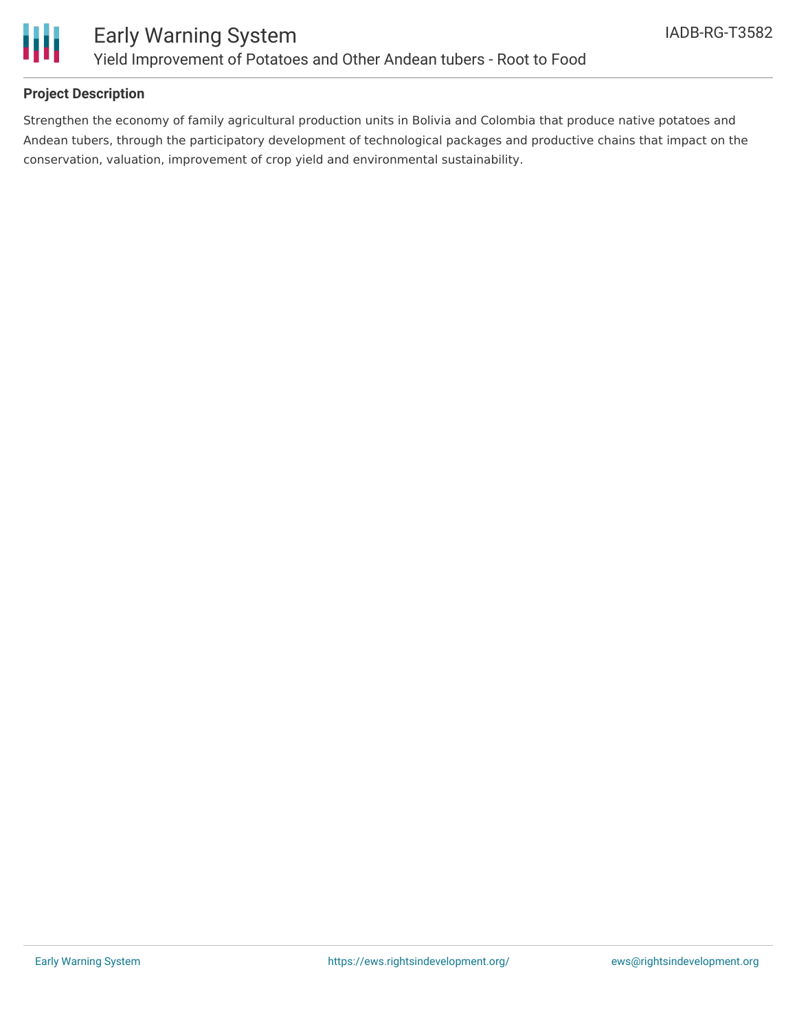**Project Description**

Strengthen the economy of family agricultural production units in Bolivia and Colombia that produce native potatoes and Andean tubers, through the participatory development of technological packages and productive chains that impact on the conservation, valuation, improvement of crop yield and environmental sustainability.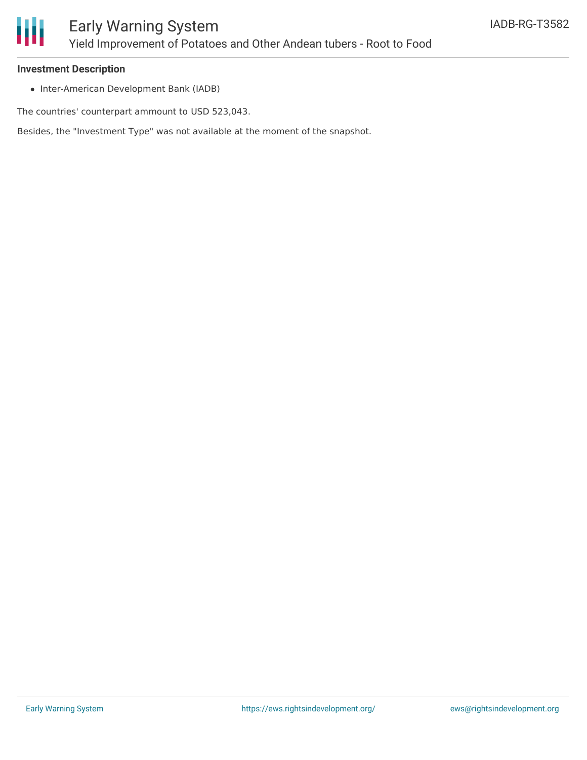**Investment Description**

- Inter-American Development Bank (IADB)

The countries' counterpart ammount to USD 523,043.

Besides, the "Investment Type" was not available at the moment of the snapshot.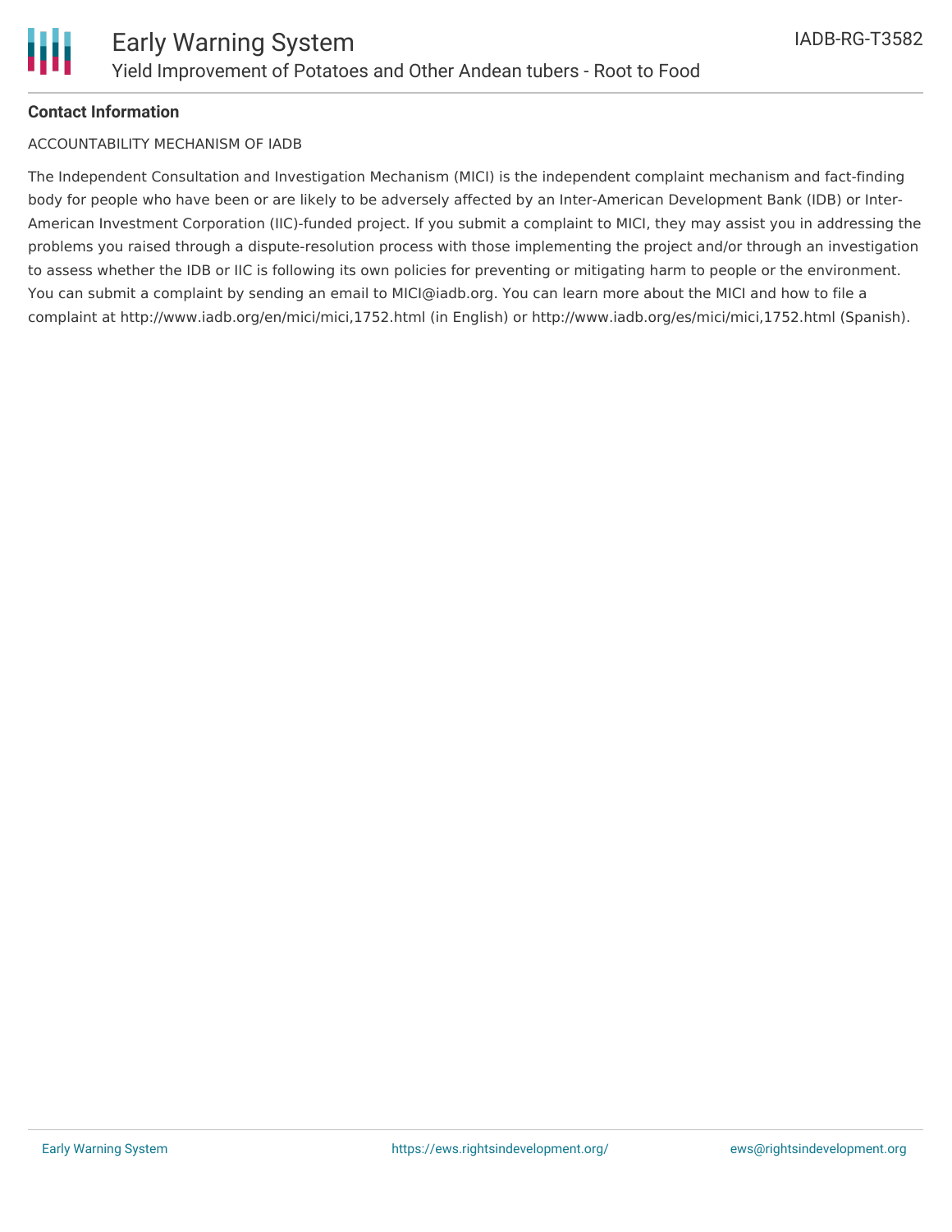**Contact Information**

ACCOUNTABILITY MECHANISM OF IADB

The Independent Consultation and Investigation Mechanism (MICI) is the independent complaint mechanism and fact-finding body for people who have been or are likely to be adversely affected by an Inter-American Development Bank (IDB) or Inter-American Investment Corporation (IIC)-funded project. If you submit a complaint to MICI, they may assist you in addressing the problems you raised through a dispute-resolution process with those implementing the project and/or through an investigation to assess whether the IDB or IIC is following its own policies for preventing or mitigating harm to people or the environment. You can submit a complaint by sending an email to MICI@iadb.org. You can learn more about the MICI and how to file a complaint at http://www.iadb.org/en/mici/mici,1752.html (in English) or http://www.iadb.org/es/mici/mici,1752.html (Spanish).